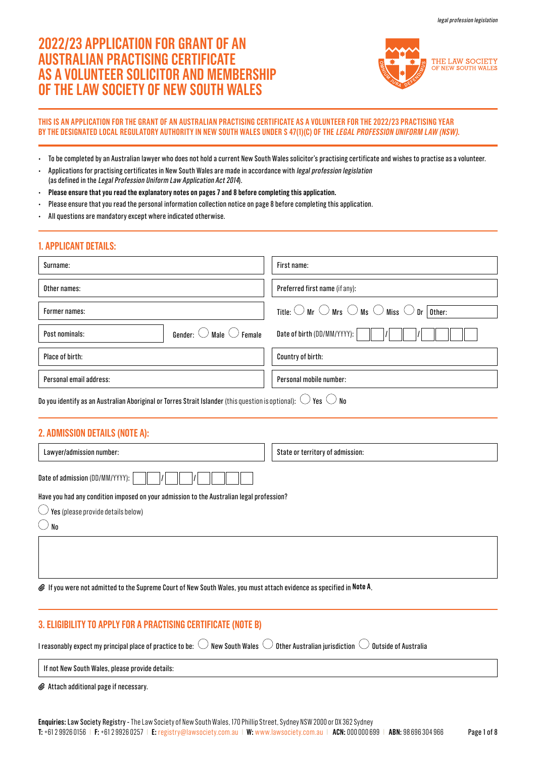# 2022/23 APPLICATION FOR GRANT OF AN AUSTRALIAN PRACTISING CERTIFICATE AS A VOLUNTEER SOLICITOR AND MEMBERSHIP OF THE LAW SOCIETY OF NEW SOUTH WALES

THE LAW SOCIETY OF NEW SOUTH WALES

**THIS IS AN APPLICATION FOR THE GRANT OF AN AUSTRALIAN PRACTISING CERTIFICATE AS A VOLUNTEER FOR THE 2022/23 PRACTISING YEAR BY THE DESIGNATED LOCAL REGULATORY AUTHORITY IN NEW SOUTH WALES UNDER S 47(1)(C) OF THE *LEGAL PROFESSION UNIFORM LAW (NSW)*.**

- To be completed by an Australian lawyer who does not hold a current New South Wales solicitor's practising certificate and wishes to practise as a volunteer.
- Applications for practising certificates in New South Wales are made in accordance with *legal profession legislation* (as defined in the *Legal Profession Uniform Law Application Act 2014*).
- **Please ensure that you read the explanatory notes on pages 7 and 8 before completing this application.**
- Please ensure that you read the personal information collection notice on page 8 before completing this application.
- All questions are mandatory except where indicated otherwise.

## 1. APPLICANT DETAILS:

| | |
|---|---|
| Surname: | First name: |
| Other names: | Preferred first name (if any): |
| Former names: | Title: ◯ Mr ◯ Mrs ◯ Ms ◯ Miss ◯ Dr Other: |
| Post nominals: Gender: ◯ Male ◯ Female | Date of birth (DD/MM/YYYY): ☐☐/☐☐/☐☐☐☐ |
| Place of birth: | Country of birth: |
| Personal email address: | Personal mobile number: |

Do you identify as an Australian Aboriginal or Torres Strait Islander (this question is optional): ◯ Yes ◯ No

## 2. ADMISSION DETAILS (NOTE A):

| | |
|---|---|
| Lawyer/admission number: | State or territory of admission: |

Date of admission (DD/MM/YYYY): ☐☐/☐☐/☐☐☐☐

Have you had any condition imposed on your admission to the Australian legal profession?

◯ Yes (please provide details below)

◯ No

If you were not admitted to the Supreme Court of New South Wales, you must attach evidence as specified in **Note A**.

## 3. ELIGIBILITY TO APPLY FOR A PRACTISING CERTIFICATE (NOTE B)

I reasonably expect my principal place of practice to be: ◯ New South Wales ◯ Other Australian jurisdiction ◯ Outside of Australia

If not New South Wales, please provide details:

Attach additional page if necessary.

**Enquiries:** Law Society Registry - The Law Society of New South Wales, 170 Phillip Street, Sydney NSW 2000 or DX 362 Sydney
**T:** +61 2 9926 0156 | **F:** +61 2 9926 0257 | **E:** registry@lawsociety.com.au | **W:** www.lawsociety.com.au | **ACN:** 000 000 699 | **ABN:** 98 696 304 966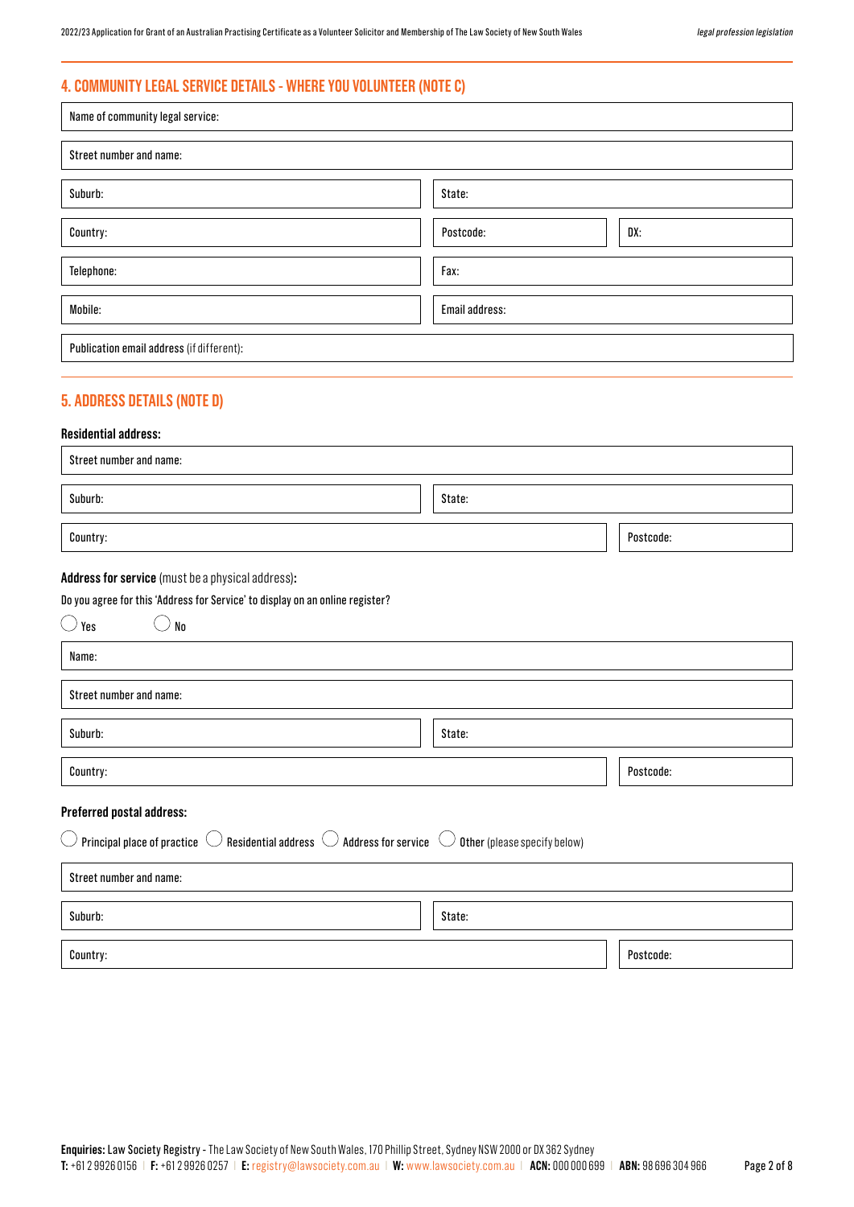## 4. COMMUNITY LEGAL SERVICE DETAILS - WHERE YOU VOLUNTEER (NOTE C)

Name of community legal service:

Street number and name:

| Suburb: | State: | |
|---|---|---|
| Country: | Postcode: | DX: |
| Telephone: | Fax: | |
| Mobile: | Email address: | |

**Publication email address** (if different):

## 5. ADDRESS DETAILS (NOTE D)

**Residential address:**

Street number and name:

| Suburb: | State: |
|---|---|
| Country: | Postcode: |

**Address for service** (must be a physical address)**:**

Do you agree for this 'Address for Service' to display on an online register?

◯ Yes ◯ No

Name:

Street number and name:

| Suburb: | State: |
|---|---|
| Country: | Postcode: |

**Preferred postal address:**

◯ **Principal place of practice** ◯ **Residential address** ◯ **Address for service** ◯ **Other** (please specify below)

Street number and name:

| Suburb: | State: |
|---|---|
| Country: | Postcode: |

**Enquiries:** Law Society Registry - The Law Society of New South Wales, 170 Phillip Street, Sydney NSW 2000 or DX 362 Sydney
**T:** +61 2 9926 0156 | **F:** +61 2 9926 0257 | **E:** registry@lawsociety.com.au | **W:** www.lawsociety.com.au | **ACN:** 000 000 699 | **ABN:** 98 696 304 966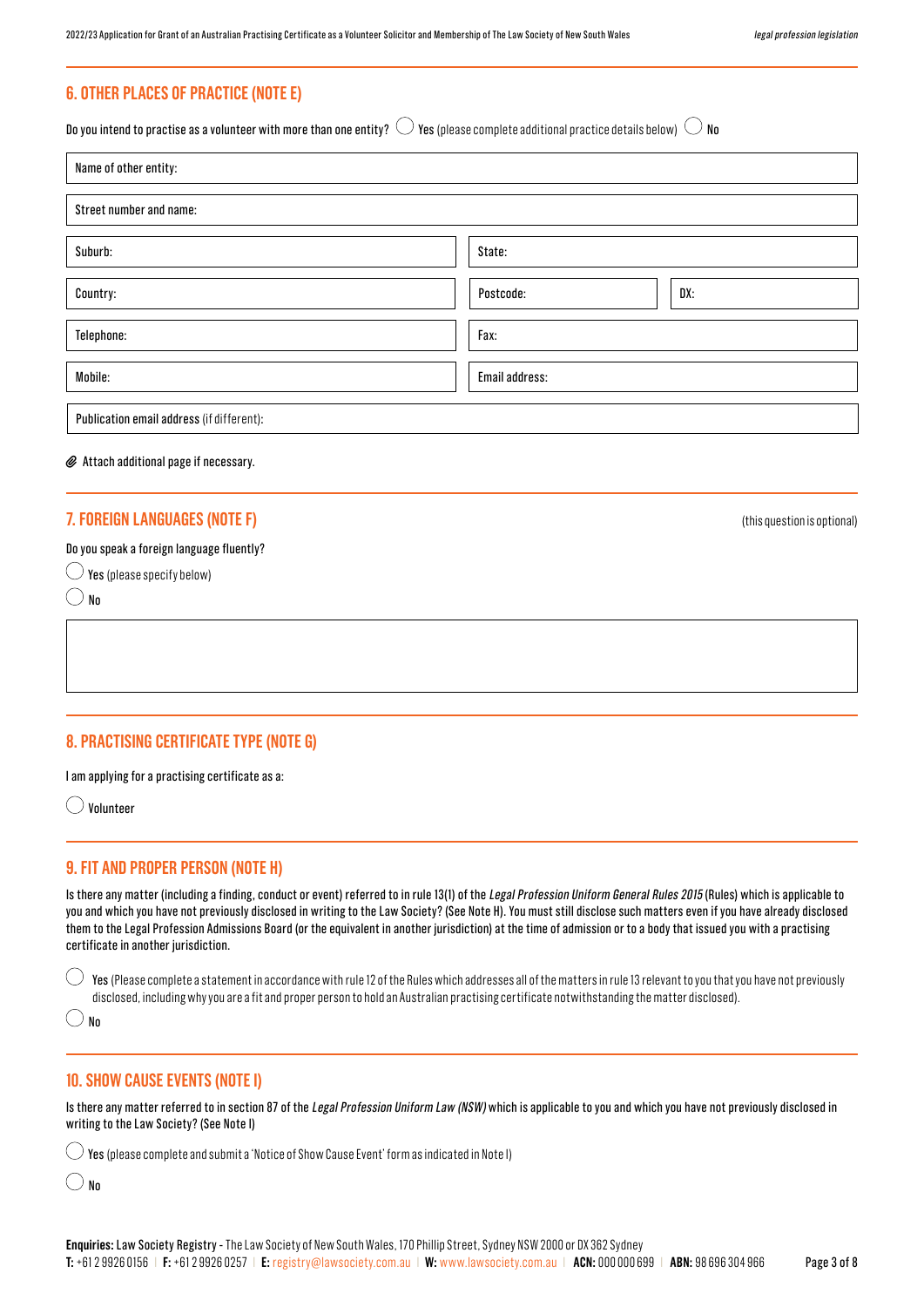## 6. OTHER PLACES OF PRACTICE (NOTE E)

Do you intend to practise as a volunteer with more than one entity? ◯ **Yes** (please complete additional practice details below) ◯ **No**

| Name of other entity: | | |
|---|---|---|
| Street number and name: | | |
| Suburb: | State: | |
| Country: | Postcode: | DX: |
| Telephone: | Fax: | |
| Mobile: | Email address: | |
| Publication email address (if different): | | |

Attach additional page if necessary.

## 7. FOREIGN LANGUAGES (NOTE F)

(this question is optional)

Do you speak a foreign language fluently?

◯ **Yes** (please specify below)

◯ **No**

## 8. PRACTISING CERTIFICATE TYPE (NOTE G)

I am applying for a practising certificate as a:

◯ Volunteer

## 9. FIT AND PROPER PERSON (NOTE H)

Is there any matter (including a finding, conduct or event) referred to in rule 13(1) of the *Legal Profession Uniform General Rules 2015* (Rules) which is applicable to you and which you have not previously disclosed in writing to the Law Society? (See Note H). You must still disclose such matters even if you have already disclosed them to the Legal Profession Admissions Board (or the equivalent in another jurisdiction) at the time of admission or to a body that issued you with a practising certificate in another jurisdiction.

◯ **Yes** (Please complete a statement in accordance with rule 12 of the Rules which addresses all of the matters in rule 13 relevant to you that you have not previously disclosed, including why you are a fit and proper person to hold an Australian practising certificate notwithstanding the matter disclosed).

◯ **No**

## 10. SHOW CAUSE EVENTS (NOTE I)

Is there any matter referred to in section 87 of the *Legal Profession Uniform Law (NSW)* which is applicable to you and which you have not previously disclosed in writing to the Law Society? (See Note I)

◯ **Yes** (please complete and submit a 'Notice of Show Cause Event' form as indicated in Note I)

◯ **No**

**Enquiries:** Law Society Registry - The Law Society of New South Wales, 170 Phillip Street, Sydney NSW 2000 or DX 362 Sydney
**T:** +61 2 9926 0156 | **F:** +61 2 9926 0257 | **E:** registry@lawsociety.com.au | **W:** www.lawsociety.com.au | **ACN:** 000 000 699 | **ABN:** 98 696 304 966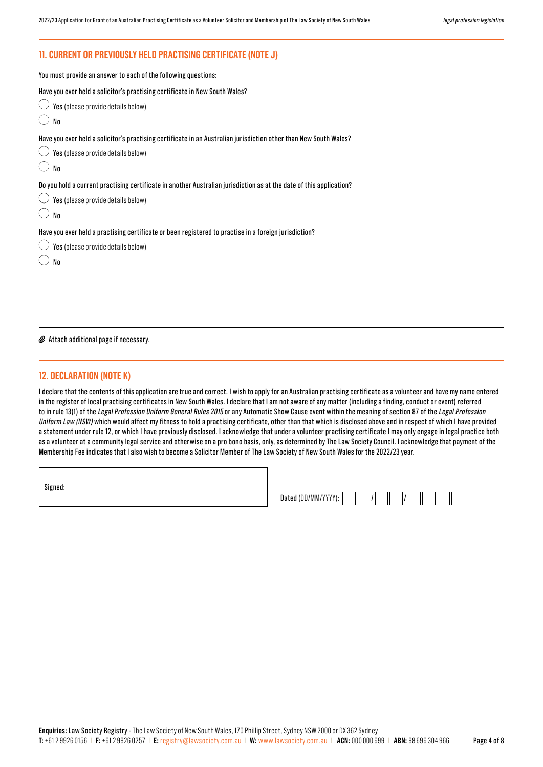## 11. CURRENT OR PREVIOUSLY HELD PRACTISING CERTIFICATE (NOTE J)

You must provide an answer to each of the following questions:

Have you ever held a solicitor's practising certificate in New South Wales?

- ◯ **Yes** (please provide details below)
- ◯ **No**

Have you ever held a solicitor's practising certificate in an Australian jurisdiction other than New South Wales?

- ◯ **Yes** (please provide details below)
- ◯ **No**

Do you hold a current practising certificate in another Australian jurisdiction as at the date of this application?

- ◯ **Yes** (please provide details below)
- ◯ **No**

Have you ever held a practising certificate or been registered to practise in a foreign jurisdiction?

- ◯ **Yes** (please provide details below)
- ◯ **No**

| |
|---|
| |

Attach additional page if necessary.

## 12. DECLARATION (NOTE K)

I declare that the contents of this application are true and correct. I wish to apply for an Australian practising certificate as a volunteer and have my name entered in the register of local practising certificates in New South Wales. I declare that I am not aware of any matter (including a finding, conduct or event) referred to in rule 13(1) of the *Legal Profession Uniform General Rules 2015* or any Automatic Show Cause event within the meaning of section 87 of the *Legal Profession Uniform Law (NSW)* which would affect my fitness to hold a practising certificate, other than that which is disclosed above and in respect of which I have provided a statement under rule 12, or which I have previously disclosed. I acknowledge that under a volunteer practising certificate I may only engage in legal practice both as a volunteer at a community legal service and otherwise on a pro bono basis, only, as determined by The Law Society Council. I acknowledge that payment of the Membership Fee indicates that I also wish to become a Solicitor Member of The Law Society of New South Wales for the 2022/23 year.

| Signed: | Dated (DD/MM/YYYY): ☐☐ / ☐☐ / ☐☐☐☐ |
|---|---|

**Enquiries:** Law Society Registry - The Law Society of New South Wales, 170 Phillip Street, Sydney NSW 2000 or DX 362 Sydney

**T:** +61 2 9926 0156 | **F:** +61 2 9926 0257 | **E:** registry@lawsociety.com.au | **W:** www.lawsociety.com.au | **ACN:** 000 000 699 | **ABN:** 98 696 304 966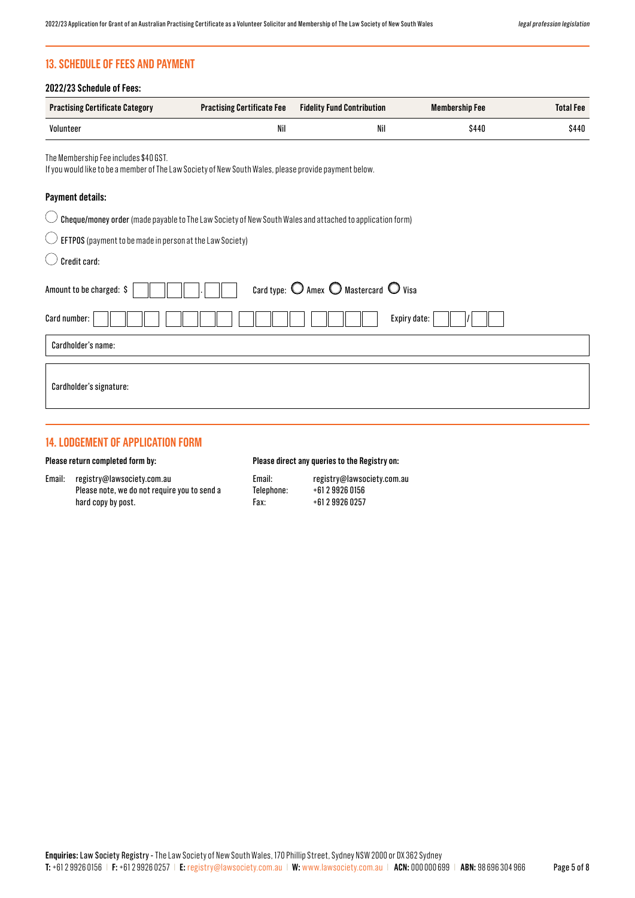## 13. SCHEDULE OF FEES AND PAYMENT

### 2022/23 Schedule of Fees:

| Practising Certificate Category | Practising Certificate Fee | Fidelity Fund Contribution | Membership Fee | Total Fee |
|---|---|---|---|---|
| Volunteer | Nil | Nil | $440 | $440 |

The Membership Fee includes $40 GST.
If you would like to be a member of The Law Society of New South Wales, please provide payment below.

### Payment details:

- ◯ **Cheque/money order** (made payable to The Law Society of New South Wales and attached to application form)
- ◯ **EFTPOS** (payment to be made in person at the Law Society)
- ◯ Credit card:

Amount to be charged: $ ____ . __ Card type: ◯ Amex ◯ Mastercard ◯ Visa

Card number: ____ ____ ____ ____ Expiry date: __ / __

Cardholder's name:

Cardholder's signature:

## 14. LODGEMENT OF APPLICATION FORM

**Please return completed form by:**

Email: registry@lawsociety.com.au
Please note, we do not require you to send a hard copy by post.

**Please direct any queries to the Registry on:**

Email: registry@lawsociety.com.au
Telephone: +61 2 9926 0156
Fax: +61 2 9926 0257

**Enquiries:** Law Society Registry - The Law Society of New South Wales, 170 Phillip Street, Sydney NSW 2000 or DX 362 Sydney
**T:** +61 2 9926 0156 | **F:** +61 2 9926 0257 | **E:** registry@lawsociety.com.au | **W:** www.lawsociety.com.au | **ACN:** 000 000 699 | **ABN:** 98 696 304 966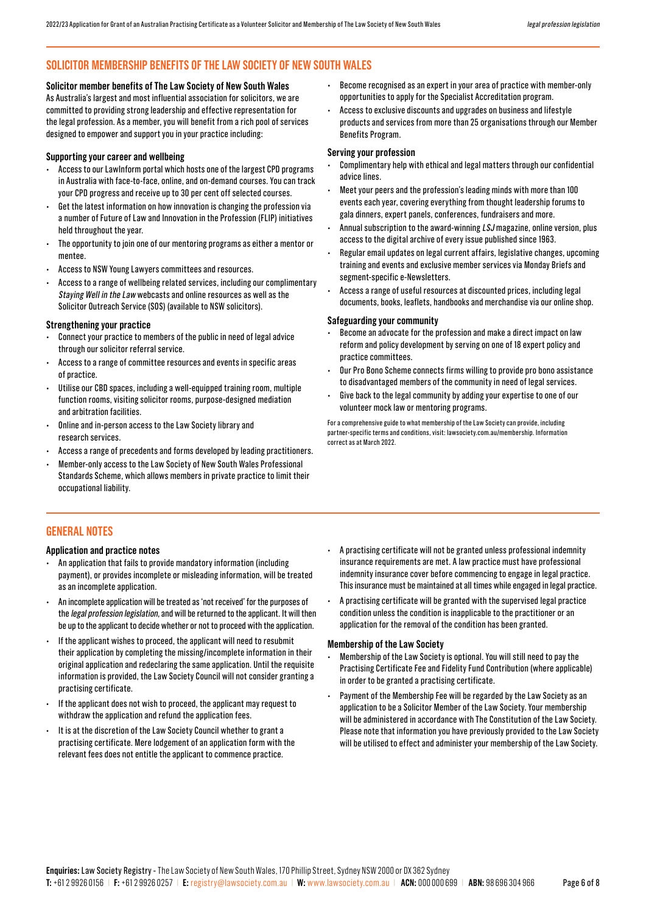## SOLICITOR MEMBERSHIP BENEFITS OF THE LAW SOCIETY OF NEW SOUTH WALES

### Solicitor member benefits of The Law Society of New South Wales

As Australia's largest and most influential association for solicitors, we are committed to providing strong leadership and effective representation for the legal profession. As a member, you will benefit from a rich pool of services designed to empower and support you in your practice including:

### Supporting your career and wellbeing

- Access to our LawInform portal which hosts one of the largest CPD programs in Australia with face-to-face, online, and on-demand courses. You can track your CPD progress and receive up to 30 per cent off selected courses.
- Get the latest information on how innovation is changing the profession via a number of Future of Law and Innovation in the Profession (FLIP) initiatives held throughout the year.
- The opportunity to join one of our mentoring programs as either a mentor or mentee.
- Access to NSW Young Lawyers committees and resources.
- Access to a range of wellbeing related services, including our complimentary *Staying Well in the Law* webcasts and online resources as well as the Solicitor Outreach Service (SOS) (available to NSW solicitors).

### Strengthening your practice

- Connect your practice to members of the public in need of legal advice through our solicitor referral service.
- Access to a range of committee resources and events in specific areas of practice.
- Utilise our CBD spaces, including a well-equipped training room, multiple function rooms, visiting solicitor rooms, purpose-designed mediation and arbitration facilities.
- Online and in-person access to the Law Society library and research services.
- Access a range of precedents and forms developed by leading practitioners.
- Member-only access to the Law Society of New South Wales Professional Standards Scheme, which allows members in private practice to limit their occupational liability.
- Become recognised as an expert in your area of practice with member-only opportunities to apply for the Specialist Accreditation program.
- Access to exclusive discounts and upgrades on business and lifestyle products and services from more than 25 organisations through our Member Benefits Program.

### Serving your profession

- Complimentary help with ethical and legal matters through our confidential advice lines.
- Meet your peers and the profession's leading minds with more than 100 events each year, covering everything from thought leadership forums to gala dinners, expert panels, conferences, fundraisers and more.
- Annual subscription to the award-winning *LSJ* magazine, online version, plus access to the digital archive of every issue published since 1963.
- Regular email updates on legal current affairs, legislative changes, upcoming training and events and exclusive member services via Monday Briefs and segment-specific e-Newsletters.
- Access a range of useful resources at discounted prices, including legal documents, books, leaflets, handbooks and merchandise via our online shop.

### Safeguarding your community

- Become an advocate for the profession and make a direct impact on law reform and policy development by serving on one of 18 expert policy and practice committees.
- Our Pro Bono Scheme connects firms willing to provide pro bono assistance to disadvantaged members of the community in need of legal services.
- Give back to the legal community by adding your expertise to one of our volunteer mock law or mentoring programs.

For a comprehensive guide to what membership of the Law Society can provide, including partner-specific terms and conditions, visit: lawsociety.com.au/membership. Information correct as at March 2022.

## GENERAL NOTES

### Application and practice notes

- An application that fails to provide mandatory information (including payment), or provides incomplete or misleading information, will be treated as an incomplete application.
- An incomplete application will be treated as 'not received' for the purposes of the *legal profession legislation*, and will be returned to the applicant. It will then be up to the applicant to decide whether or not to proceed with the application.
- If the applicant wishes to proceed, the applicant will need to resubmit their application by completing the missing/incomplete information in their original application and redeclaring the same application. Until the requisite information is provided, the Law Society Council will not consider granting a practising certificate.
- If the applicant does not wish to proceed, the applicant may request to withdraw the application and refund the application fees.
- It is at the discretion of the Law Society Council whether to grant a practising certificate. Mere lodgement of an application form with the relevant fees does not entitle the applicant to commence practice.
- A practising certificate will not be granted unless professional indemnity insurance requirements are met. A law practice must have professional indemnity insurance cover before commencing to engage in legal practice. This insurance must be maintained at all times while engaged in legal practice.
- A practising certificate will be granted with the supervised legal practice condition unless the condition is inapplicable to the practitioner or an application for the removal of the condition has been granted.

### Membership of the Law Society

- Membership of the Law Society is optional. You will still need to pay the Practising Certificate Fee and Fidelity Fund Contribution (where applicable) in order to be granted a practising certificate.
- Payment of the Membership Fee will be regarded by the Law Society as an application to be a Solicitor Member of the Law Society. Your membership will be administered in accordance with The Constitution of the Law Society. Please note that information you have previously provided to the Law Society will be utilised to effect and administer your membership of the Law Society.

**Enquiries:** Law Society Registry - The Law Society of New South Wales, 170 Phillip Street, Sydney NSW 2000 or DX 362 Sydney
**T:** +61 2 9926 0156 | **F:** +61 2 9926 0257 | **E:** registry@lawsociety.com.au | **W:** www.lawsociety.com.au | **ACN:** 000 000 699 | **ABN:** 98 696 304 966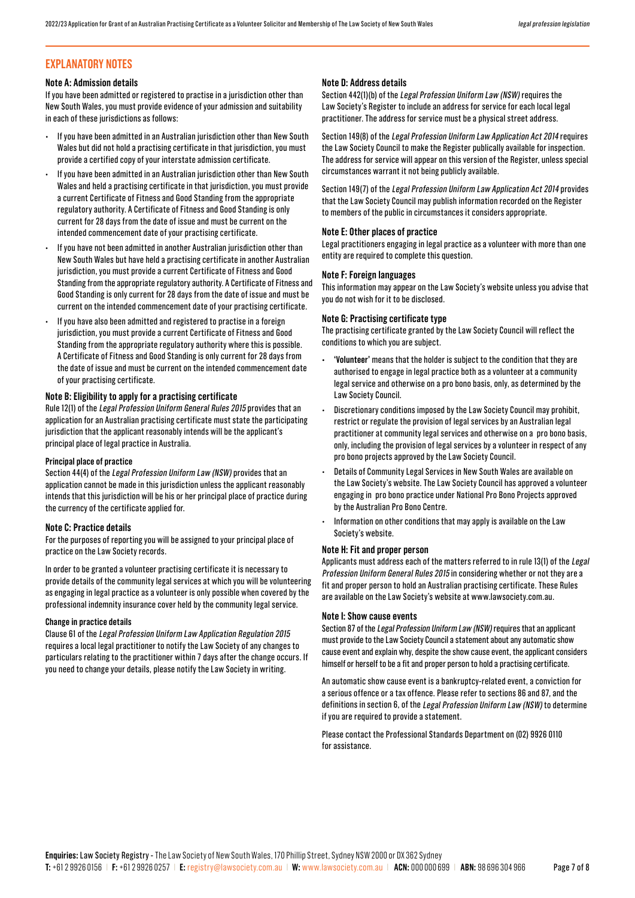## EXPLANATORY NOTES

### Note A: Admission details

If you have been admitted or registered to practise in a jurisdiction other than New South Wales, you must provide evidence of your admission and suitability in each of these jurisdictions as follows:

- If you have been admitted in an Australian jurisdiction other than New South Wales but did not hold a practising certificate in that jurisdiction, you must provide a certified copy of your interstate admission certificate.
- If you have been admitted in an Australian jurisdiction other than New South Wales and held a practising certificate in that jurisdiction, you must provide a current Certificate of Fitness and Good Standing from the appropriate regulatory authority. A Certificate of Fitness and Good Standing is only current for 28 days from the date of issue and must be current on the intended commencement date of your practising certificate.
- If you have not been admitted in another Australian jurisdiction other than New South Wales but have held a practising certificate in another Australian jurisdiction, you must provide a current Certificate of Fitness and Good Standing from the appropriate regulatory authority. A Certificate of Fitness and Good Standing is only current for 28 days from the date of issue and must be current on the intended commencement date of your practising certificate.
- If you have also been admitted and registered to practise in a foreign jurisdiction, you must provide a current Certificate of Fitness and Good Standing from the appropriate regulatory authority where this is possible. A Certificate of Fitness and Good Standing is only current for 28 days from the date of issue and must be current on the intended commencement date of your practising certificate.

### Note B: Eligibility to apply for a practising certificate

Rule 12(1) of the *Legal Profession Uniform General Rules 2015* provides that an application for an Australian practising certificate must state the participating jurisdiction that the applicant reasonably intends will be the applicant's principal place of legal practice in Australia.

#### Principal place of practice

Section 44(4) of the *Legal Profession Uniform Law (NSW)* provides that an application cannot be made in this jurisdiction unless the applicant reasonably intends that this jurisdiction will be his or her principal place of practice during the currency of the certificate applied for.

### Note C: Practice details

For the purposes of reporting you will be assigned to your principal place of practice on the Law Society records.

In order to be granted a volunteer practising certificate it is necessary to provide details of the community legal services at which you will be volunteering as engaging in legal practice as a volunteer is only possible when covered by the professional indemnity insurance cover held by the community legal service.

#### Change in practice details

Clause 61 of the *Legal Profession Uniform Law Application Regulation 2015* requires a local legal practitioner to notify the Law Society of any changes to particulars relating to the practitioner within 7 days after the change occurs. If you need to change your details, please notify the Law Society in writing.

### Note D: Address details

Section 442(1)(b) of the *Legal Profession Uniform Law (NSW)* requires the Law Society's Register to include an address for service for each local legal practitioner. The address for service must be a physical street address.

Section 149(8) of the *Legal Profession Uniform Law Application Act 2014* requires the Law Society Council to make the Register publically available for inspection. The address for service will appear on this version of the Register, unless special circumstances warrant it not being publicly available.

Section 149(7) of the *Legal Profession Uniform Law Application Act 2014* provides that the Law Society Council may publish information recorded on the Register to members of the public in circumstances it considers appropriate.

### Note E: Other places of practice

Legal practitioners engaging in legal practice as a volunteer with more than one entity are required to complete this question.

### Note F: Foreign languages

This information may appear on the Law Society's website unless you advise that you do not wish for it to be disclosed.

### Note G: Practising certificate type

The practising certificate granted by the Law Society Council will reflect the conditions to which you are subject.

- **'Volunteer'** means that the holder is subject to the condition that they are authorised to engage in legal practice both as a volunteer at a community legal service and otherwise on a pro bono basis, only, as determined by the Law Society Council.
- Discretionary conditions imposed by the Law Society Council may prohibit, restrict or regulate the provision of legal services by an Australian legal practitioner at community legal services and otherwise on a pro bono basis, only, including the provision of legal services by a volunteer in respect of any pro bono projects approved by the Law Society Council.
- Details of Community Legal Services in New South Wales are available on the Law Society's website. The Law Society Council has approved a volunteer engaging in pro bono practice under National Pro Bono Projects approved by the Australian Pro Bono Centre.
- Information on other conditions that may apply is available on the Law Society's website.

### Note H: Fit and proper person

Applicants must address each of the matters referred to in rule 13(1) of the *Legal Profession Uniform General Rules 2015* in considering whether or not they are a fit and proper person to hold an Australian practising certificate. These Rules are available on the Law Society's website at www.lawsociety.com.au.

### Note I: Show cause events

Section 87 of the *Legal Profession Uniform Law (NSW)* requires that an applicant must provide to the Law Society Council a statement about any automatic show cause event and explain why, despite the show cause event, the applicant considers himself or herself to be a fit and proper person to hold a practising certificate.

An automatic show cause event is a bankruptcy-related event, a conviction for a serious offence or a tax offence. Please refer to sections 86 and 87, and the definitions in section 6, of the *Legal Profession Uniform Law (NSW)* to determine if you are required to provide a statement.

Please contact the Professional Standards Department on (02) 9926 0110 for assistance.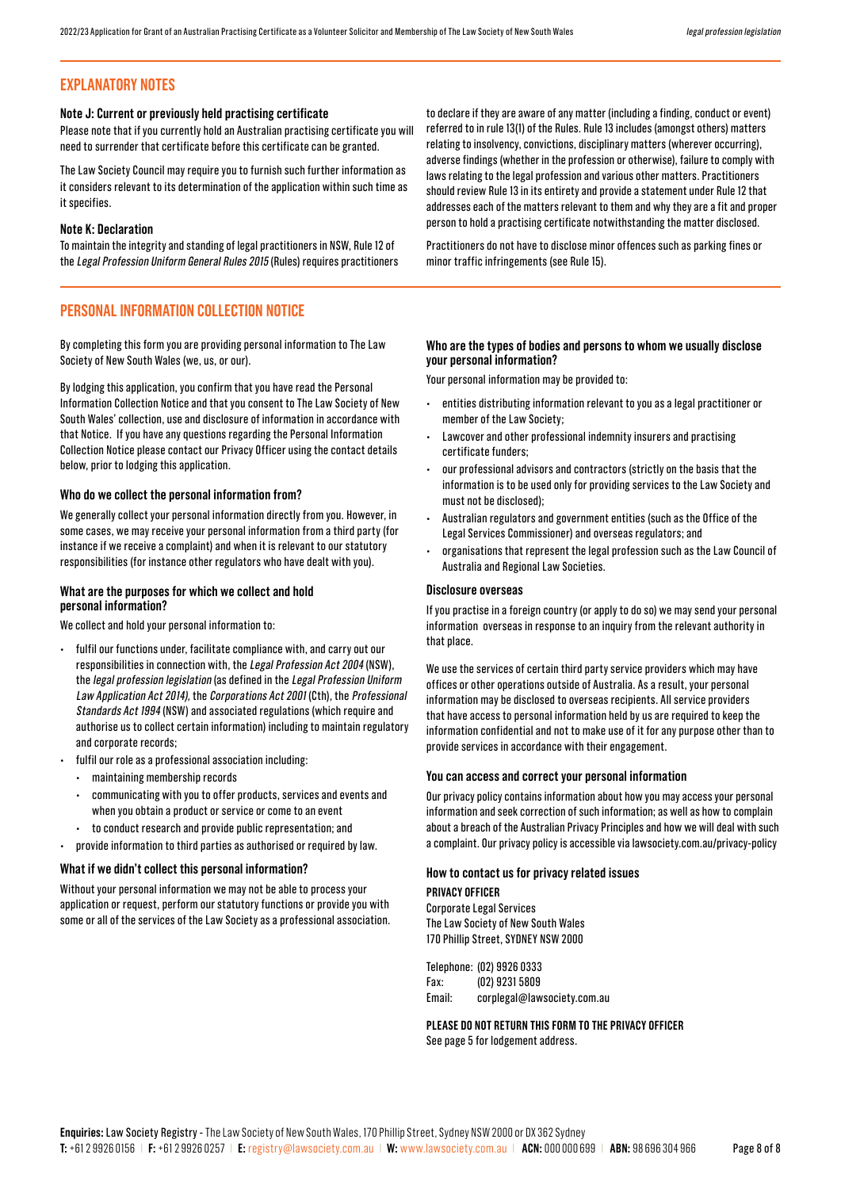## EXPLANATORY NOTES

### Note J: Current or previously held practising certificate

Please note that if you currently hold an Australian practising certificate you will need to surrender that certificate before this certificate can be granted.

The Law Society Council may require you to furnish such further information as it considers relevant to its determination of the application within such time as it specifies.

### Note K: Declaration

To maintain the integrity and standing of legal practitioners in NSW, Rule 12 of the *Legal Profession Uniform General Rules 2015* (Rules) requires practitioners to declare if they are aware of any matter (including a finding, conduct or event) referred to in rule 13(1) of the Rules. Rule 13 includes (amongst others) matters relating to insolvency, convictions, disciplinary matters (wherever occurring), adverse findings (whether in the profession or otherwise), failure to comply with laws relating to the legal profession and various other matters. Practitioners should review Rule 13 in its entirety and provide a statement under Rule 12 that addresses each of the matters relevant to them and why they are a fit and proper person to hold a practising certificate notwithstanding the matter disclosed.

Practitioners do not have to disclose minor offences such as parking fines or minor traffic infringements (see Rule 15).

## PERSONAL INFORMATION COLLECTION NOTICE

By completing this form you are providing personal information to The Law Society of New South Wales (we, us, or our).

By lodging this application, you confirm that you have read the Personal Information Collection Notice and that you consent to The Law Society of New South Wales' collection, use and disclosure of information in accordance with that Notice. If you have any questions regarding the Personal Information Collection Notice please contact our Privacy Officer using the contact details below, prior to lodging this application.

### Who do we collect the personal information from?

We generally collect your personal information directly from you. However, in some cases, we may receive your personal information from a third party (for instance if we receive a complaint) and when it is relevant to our statutory responsibilities (for instance other regulators who have dealt with you).

### What are the purposes for which we collect and hold personal information?

We collect and hold your personal information to:

- fulfil our functions under, facilitate compliance with, and carry out our responsibilities in connection with, the *Legal Profession Act 2004* (NSW), the *legal profession legislation* (as defined in the *Legal Profession Uniform Law Application Act 2014),* the *Corporations Act 2001* (Cth), the *Professional Standards Act 1994* (NSW) and associated regulations (which require and authorise us to collect certain information) including to maintain regulatory and corporate records;
- fulfil our role as a professional association including:
  - maintaining membership records
  - communicating with you to offer products, services and events and when you obtain a product or service or come to an event
  - to conduct research and provide public representation; and
- provide information to third parties as authorised or required by law.

### What if we didn't collect this personal information?

Without your personal information we may not be able to process your application or request, perform our statutory functions or provide you with some or all of the services of the Law Society as a professional association.

### Who are the types of bodies and persons to whom we usually disclose your personal information?

Your personal information may be provided to:

- entities distributing information relevant to you as a legal practitioner or member of the Law Society;
- Lawcover and other professional indemnity insurers and practising certificate funders;
- our professional advisors and contractors (strictly on the basis that the information is to be used only for providing services to the Law Society and must not be disclosed);
- Australian regulators and government entities (such as the Office of the Legal Services Commissioner) and overseas regulators; and
- organisations that represent the legal profession such as the Law Council of Australia and Regional Law Societies.

### Disclosure overseas

If you practise in a foreign country (or apply to do so) we may send your personal information overseas in response to an inquiry from the relevant authority in that place.

We use the services of certain third party service providers which may have offices or other operations outside of Australia. As a result, your personal information may be disclosed to overseas recipients. All service providers that have access to personal information held by us are required to keep the information confidential and not to make use of it for any purpose other than to provide services in accordance with their engagement.

### You can access and correct your personal information

Our privacy policy contains information about how you may access your personal information and seek correction of such information; as well as how to complain about a breach of the Australian Privacy Principles and how we will deal with such a complaint. Our privacy policy is accessible via lawsociety.com.au/privacy-policy

### How to contact us for privacy related issues

**PRIVACY OFFICER**

Corporate Legal Services
The Law Society of New South Wales
170 Phillip Street, SYDNEY NSW 2000

Telephone: (02) 9926 0333
Fax: (02) 9231 5809
Email: corplegal@lawsociety.com.au

**PLEASE DO NOT RETURN THIS FORM TO THE PRIVACY OFFICER**

See page 5 for lodgement address.